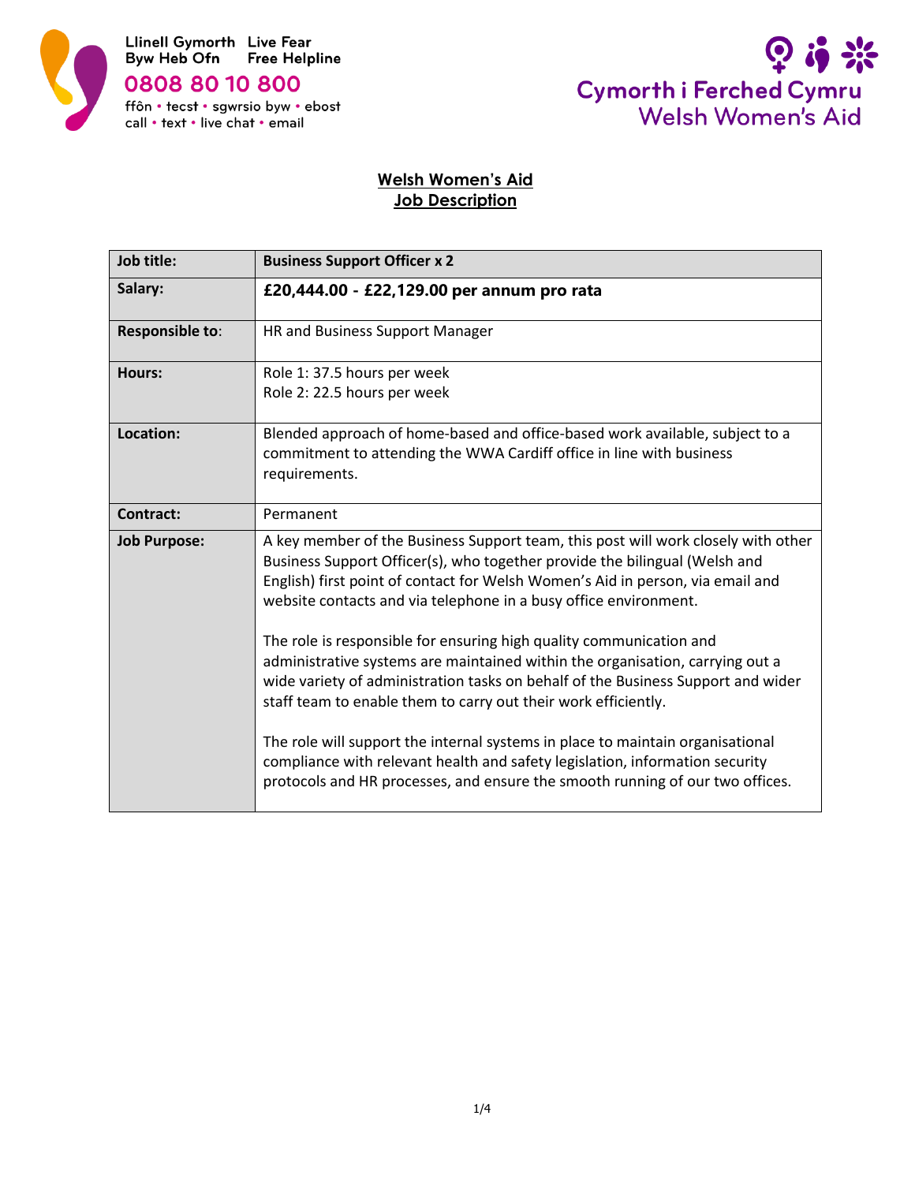Llinell Gymorth Byw Heb Ofn
Live Fear Free Helpline
0808 80 10 800
ffôn • tecst • sgwrsio byw • ebost
call • text • live chat • email

Cymorth i Ferched Cymru
Welsh Women's Aid

# Welsh Women's Aid
## Job Description

| **Job title:** | **Business Support Officer x 2** |
|---|---|
| **Salary:** | **£20,444.00 - £22,129.00 per annum pro rata** |
| **Responsible to:** | HR and Business Support Manager |
| **Hours:** | Role 1: 37.5 hours per week<br>Role 2: 22.5 hours per week |
| **Location:** | Blended approach of home-based and office-based work available, subject to a commitment to attending the WWA Cardiff office in line with business requirements. |
| **Contract:** | Permanent |
| **Job Purpose:** | A key member of the Business Support team, this post will work closely with other Business Support Officer(s), who together provide the bilingual (Welsh and English) first point of contact for Welsh Women's Aid in person, via email and website contacts and via telephone in a busy office environment.<br><br>The role is responsible for ensuring high quality communication and administrative systems are maintained within the organisation, carrying out a wide variety of administration tasks on behalf of the Business Support and wider staff team to enable them to carry out their work efficiently.<br><br>The role will support the internal systems in place to maintain organisational compliance with relevant health and safety legislation, information security protocols and HR processes, and ensure the smooth running of our two offices. |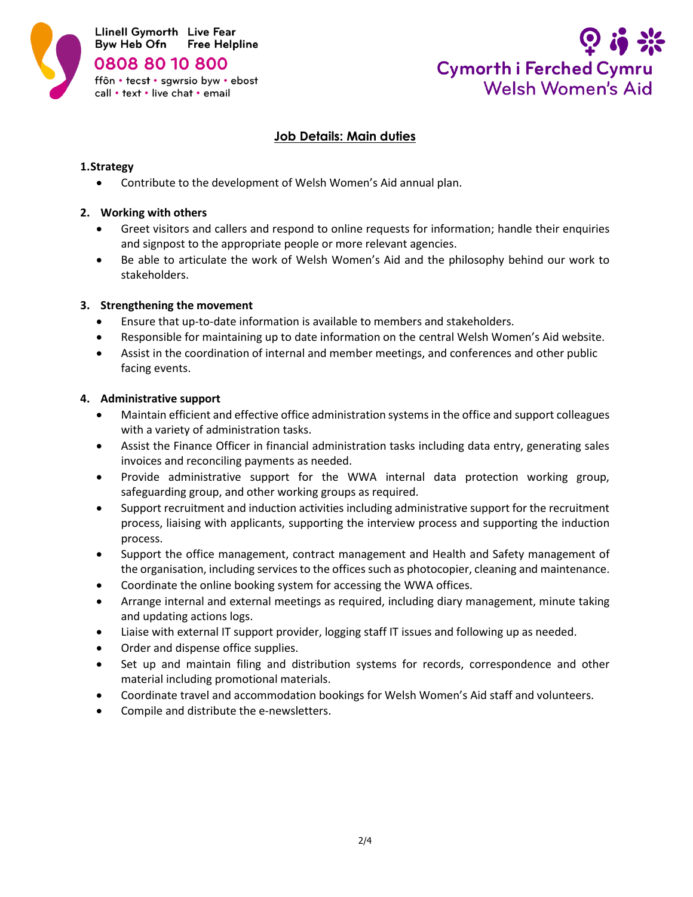## Job Details: Main duties

### 1. Strategy

- Contribute to the development of Welsh Women's Aid annual plan.

### 2. Working with others

- Greet visitors and callers and respond to online requests for information; handle their enquiries and signpost to the appropriate people or more relevant agencies.
- Be able to articulate the work of Welsh Women's Aid and the philosophy behind our work to stakeholders.

### 3. Strengthening the movement

- Ensure that up-to-date information is available to members and stakeholders.
- Responsible for maintaining up to date information on the central Welsh Women's Aid website.
- Assist in the coordination of internal and member meetings, and conferences and other public facing events.

### 4. Administrative support

- Maintain efficient and effective office administration systems in the office and support colleagues with a variety of administration tasks.
- Assist the Finance Officer in financial administration tasks including data entry, generating sales invoices and reconciling payments as needed.
- Provide administrative support for the WWA internal data protection working group, safeguarding group, and other working groups as required.
- Support recruitment and induction activities including administrative support for the recruitment process, liaising with applicants, supporting the interview process and supporting the induction process.
- Support the office management, contract management and Health and Safety management of the organisation, including services to the offices such as photocopier, cleaning and maintenance.
- Coordinate the online booking system for accessing the WWA offices.
- Arrange internal and external meetings as required, including diary management, minute taking and updating actions logs.
- Liaise with external IT support provider, logging staff IT issues and following up as needed.
- Order and dispense office supplies.
- Set up and maintain filing and distribution systems for records, correspondence and other material including promotional materials.
- Coordinate travel and accommodation bookings for Welsh Women's Aid staff and volunteers.
- Compile and distribute the e-newsletters.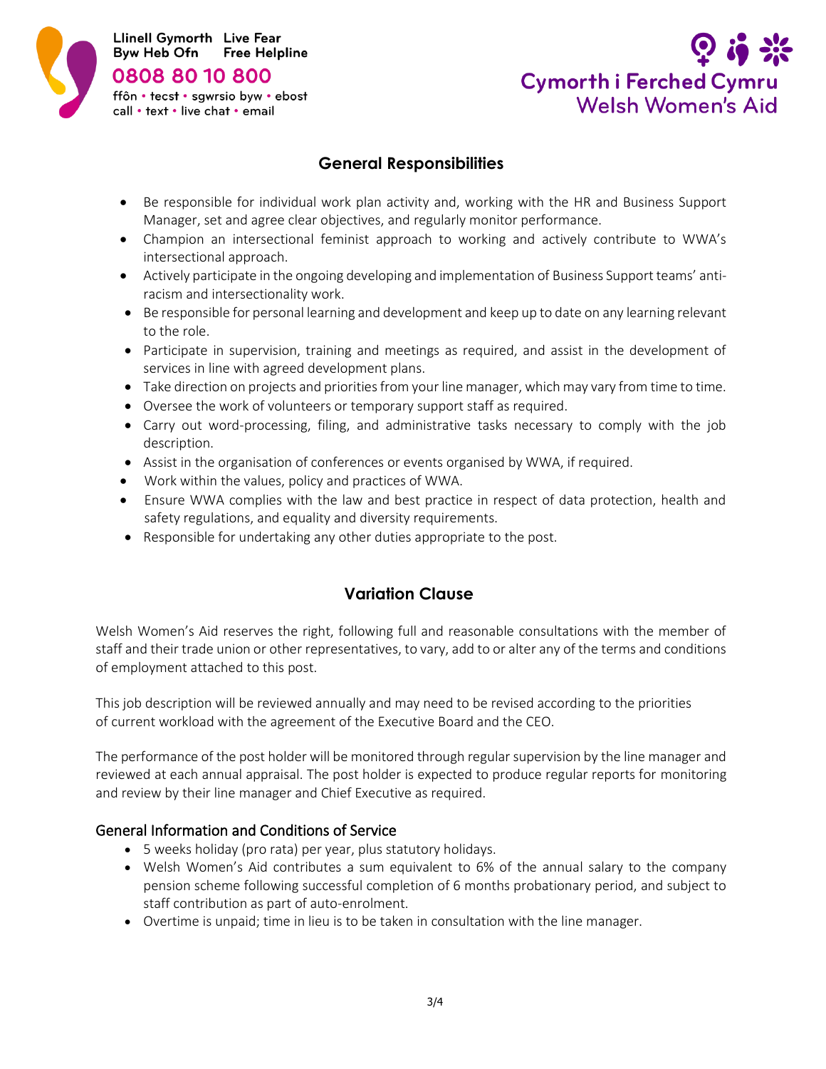## General Responsibilities

- Be responsible for individual work plan activity and, working with the HR and Business Support Manager, set and agree clear objectives, and regularly monitor performance.
- Champion an intersectional feminist approach to working and actively contribute to WWA's intersectional approach.
- Actively participate in the ongoing developing and implementation of Business Support teams' anti-racism and intersectionality work.
- Be responsible for personal learning and development and keep up to date on any learning relevant to the role.
- Participate in supervision, training and meetings as required, and assist in the development of services in line with agreed development plans.
- Take direction on projects and priorities from your line manager, which may vary from time to time.
- Oversee the work of volunteers or temporary support staff as required.
- Carry out word-processing, filing, and administrative tasks necessary to comply with the job description.
- Assist in the organisation of conferences or events organised by WWA, if required.
- Work within the values, policy and practices of WWA.
- Ensure WWA complies with the law and best practice in respect of data protection, health and safety regulations, and equality and diversity requirements.
- Responsible for undertaking any other duties appropriate to the post.

## Variation Clause

Welsh Women's Aid reserves the right, following full and reasonable consultations with the member of staff and their trade union or other representatives, to vary, add to or alter any of the terms and conditions of employment attached to this post.

This job description will be reviewed annually and may need to be revised according to the priorities of current workload with the agreement of the Executive Board and the CEO.

The performance of the post holder will be monitored through regular supervision by the line manager and reviewed at each annual appraisal. The post holder is expected to produce regular reports for monitoring and review by their line manager and Chief Executive as required.

### General Information and Conditions of Service

- 5 weeks holiday (pro rata) per year, plus statutory holidays.
- Welsh Women's Aid contributes a sum equivalent to 6% of the annual salary to the company pension scheme following successful completion of 6 months probationary period, and subject to staff contribution as part of auto-enrolment.
- Overtime is unpaid; time in lieu is to be taken in consultation with the line manager.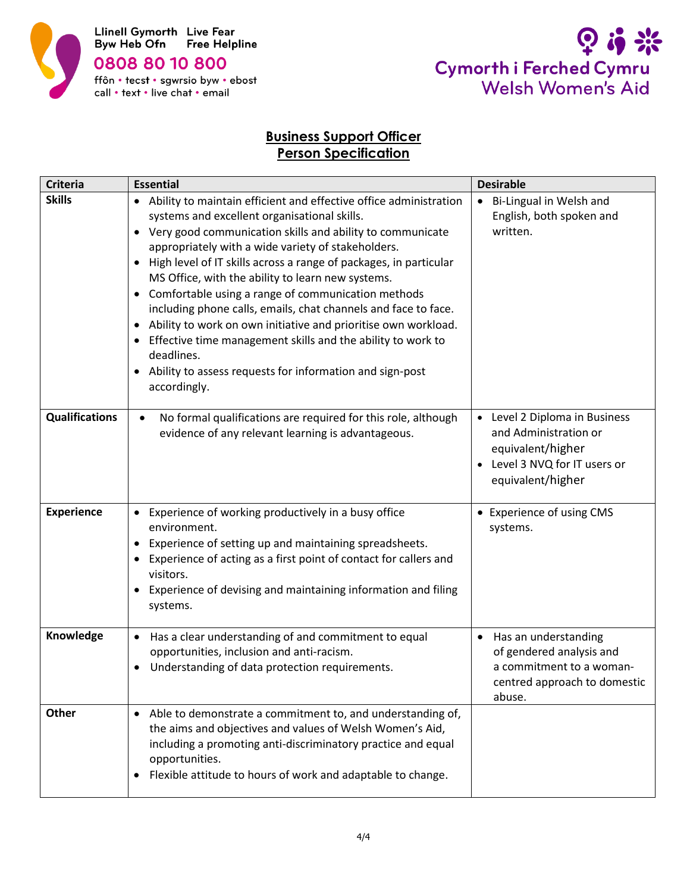Llinell Gymorth Byw Heb Ofn
Live Fear Free Helpline
0808 80 10 800
ffôn • tecst • sgwrsio byw • ebost
call • text • live chat • email

Cymorth i Ferched Cymru
Welsh Women's Aid

# Business Support Officer
## Person Specification

| Criteria | Essential | Desirable |
|---|---|---|
| **Skills** | • Ability to maintain efficient and effective office administration systems and excellent organisational skills.<br>• Very good communication skills and ability to communicate appropriately with a wide variety of stakeholders.<br>• High level of IT skills across a range of packages, in particular MS Office, with the ability to learn new systems.<br>• Comfortable using a range of communication methods including phone calls, emails, chat channels and face to face.<br>• Ability to work on own initiative and prioritise own workload.<br>• Effective time management skills and the ability to work to deadlines.<br>• Ability to assess requests for information and sign-post accordingly. | • Bi-Lingual in Welsh and English, both spoken and written. |
| **Qualifications** | • No formal qualifications are required for this role, although evidence of any relevant learning is advantageous. | • Level 2 Diploma in Business and Administration or equivalent/higher<br>• Level 3 NVQ for IT users or equivalent/higher |
| **Experience** | • Experience of working productively in a busy office environment.<br>• Experience of setting up and maintaining spreadsheets.<br>• Experience of acting as a first point of contact for callers and visitors.<br>• Experience of devising and maintaining information and filing systems. | • Experience of using CMS systems. |
| **Knowledge** | • Has a clear understanding of and commitment to equal opportunities, inclusion and anti-racism.<br>• Understanding of data protection requirements. | • Has an understanding of gendered analysis and a commitment to a woman-centred approach to domestic abuse. |
| **Other** | • Able to demonstrate a commitment to, and understanding of, the aims and objectives and values of Welsh Women's Aid, including a promoting anti-discriminatory practice and equal opportunities.<br>• Flexible attitude to hours of work and adaptable to change. | |